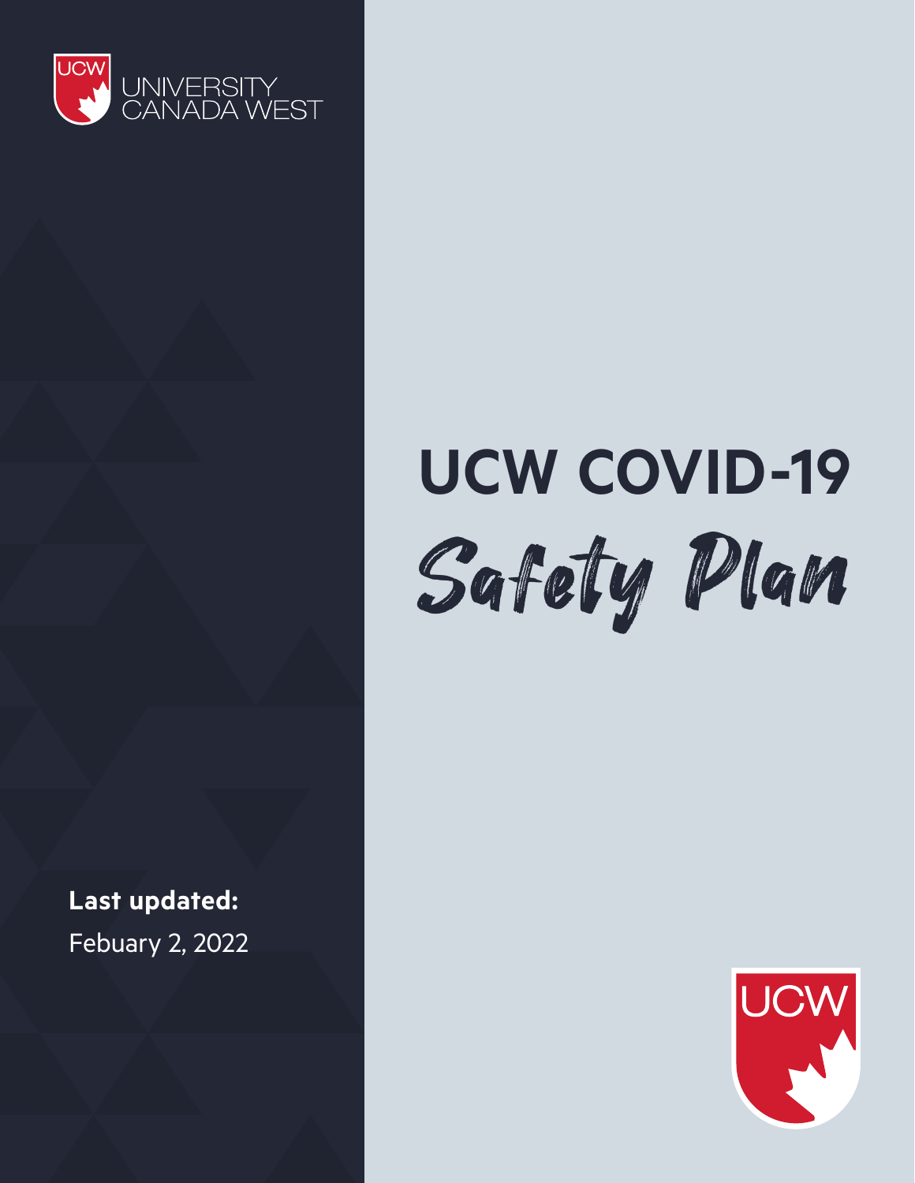UNIVERSITY CANADA WEST

# UCW COVID-19 Safety Plan

**Last updated:**
Febuary 2, 2022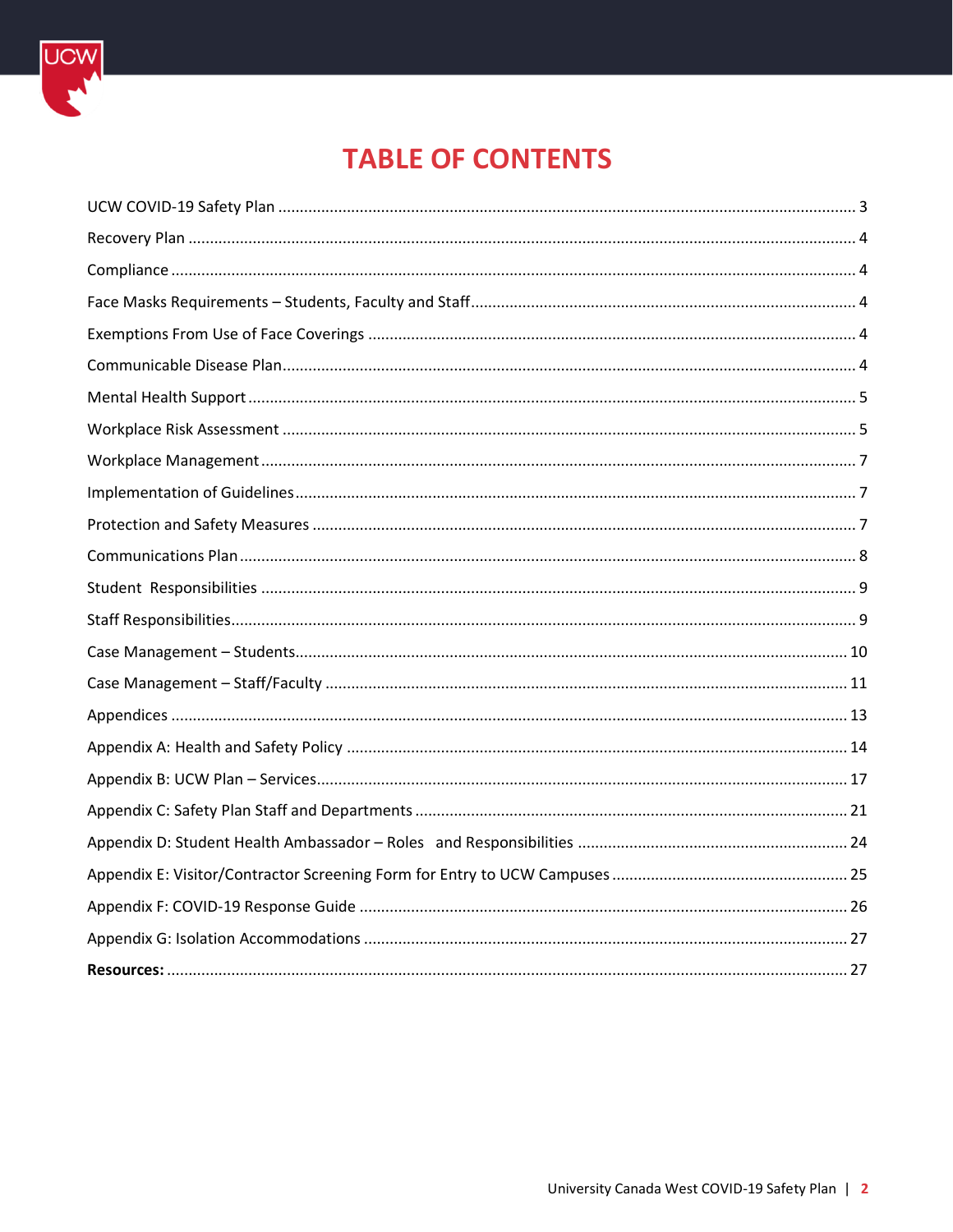# TABLE OF CONTENTS

UCW COVID-19 Safety Plan ..... 3

Recovery Plan ..... 4

Compliance ..... 4

Face Masks Requirements – Students, Faculty and Staff ..... 4

Exemptions From Use of Face Coverings ..... 4

Communicable Disease Plan ..... 4

Mental Health Support ..... 5

Workplace Risk Assessment ..... 5

Workplace Management ..... 7

Implementation of Guidelines ..... 7

Protection and Safety Measures ..... 7

Communications Plan ..... 8

Student Responsibilities ..... 9

Staff Responsibilities ..... 9

Case Management – Students ..... 10

Case Management – Staff/Faculty ..... 11

Appendices ..... 13

Appendix A: Health and Safety Policy ..... 14

Appendix B: UCW Plan – Services ..... 17

Appendix C: Safety Plan Staff and Departments ..... 21

Appendix D: Student Health Ambassador – Roles and Responsibilities ..... 24

Appendix E: Visitor/Contractor Screening Form for Entry to UCW Campuses ..... 25

Appendix F: COVID-19 Response Guide ..... 26

Appendix G: Isolation Accommodations ..... 27

**Resources:** ..... 27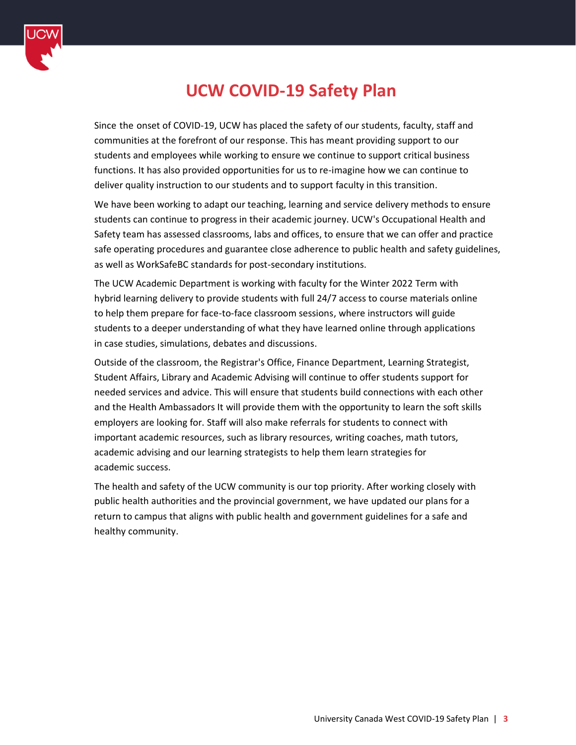# UCW COVID-19 Safety Plan

Since the onset of COVID-19, UCW has placed the safety of our students, faculty, staff and communities at the forefront of our response. This has meant providing support to our students and employees while working to ensure we continue to support critical business functions. It has also provided opportunities for us to re-imagine how we can continue to deliver quality instruction to our students and to support faculty in this transition.

We have been working to adapt our teaching, learning and service delivery methods to ensure students can continue to progress in their academic journey. UCW's Occupational Health and Safety team has assessed classrooms, labs and offices, to ensure that we can offer and practice safe operating procedures and guarantee close adherence to public health and safety guidelines, as well as WorkSafeBC standards for post-secondary institutions.

The UCW Academic Department is working with faculty for the Winter 2022 Term with hybrid learning delivery to provide students with full 24/7 access to course materials online to help them prepare for face-to-face classroom sessions, where instructors will guide students to a deeper understanding of what they have learned online through applications in case studies, simulations, debates and discussions.

Outside of the classroom, the Registrar's Office, Finance Department, Learning Strategist, Student Affairs, Library and Academic Advising will continue to offer students support for needed services and advice. This will ensure that students build connections with each other and the Health Ambassadors It will provide them with the opportunity to learn the soft skills employers are looking for. Staff will also make referrals for students to connect with important academic resources, such as library resources, writing coaches, math tutors, academic advising and our learning strategists to help them learn strategies for academic success.

The health and safety of the UCW community is our top priority. After working closely with public health authorities and the provincial government, we have updated our plans for a return to campus that aligns with public health and government guidelines for a safe and healthy community.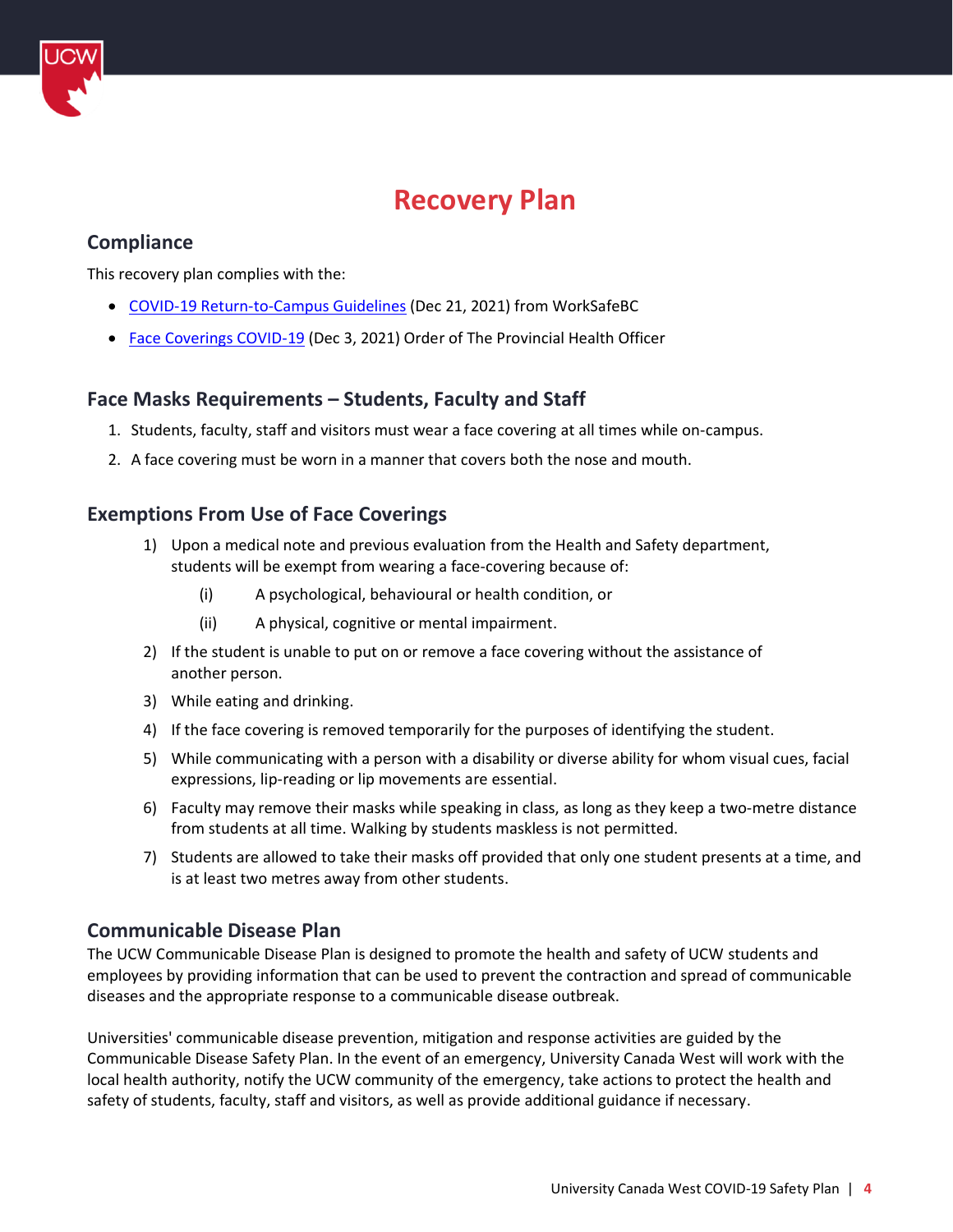# Recovery Plan

## Compliance

This recovery plan complies with the:

- COVID-19 Return-to-Campus Guidelines (Dec 21, 2021) from WorkSafeBC
- Face Coverings COVID-19 (Dec 3, 2021) Order of The Provincial Health Officer

## Face Masks Requirements – Students, Faculty and Staff

1. Students, faculty, staff and visitors must wear a face covering at all times while on-campus.
2. A face covering must be worn in a manner that covers both the nose and mouth.

## Exemptions From Use of Face Coverings

1) Upon a medical note and previous evaluation from the Health and Safety department, students will be exempt from wearing a face-covering because of:
   (i) A psychological, behavioural or health condition, or
   (ii) A physical, cognitive or mental impairment.
2) If the student is unable to put on or remove a face covering without the assistance of another person.
3) While eating and drinking.
4) If the face covering is removed temporarily for the purposes of identifying the student.
5) While communicating with a person with a disability or diverse ability for whom visual cues, facial expressions, lip-reading or lip movements are essential.
6) Faculty may remove their masks while speaking in class, as long as they keep a two-metre distance from students at all time. Walking by students maskless is not permitted.
7) Students are allowed to take their masks off provided that only one student presents at a time, and is at least two metres away from other students.

## Communicable Disease Plan

The UCW Communicable Disease Plan is designed to promote the health and safety of UCW students and employees by providing information that can be used to prevent the contraction and spread of communicable diseases and the appropriate response to a communicable disease outbreak.

Universities' communicable disease prevention, mitigation and response activities are guided by the Communicable Disease Safety Plan. In the event of an emergency, University Canada West will work with the local health authority, notify the UCW community of the emergency, take actions to protect the health and safety of students, faculty, staff and visitors, as well as provide additional guidance if necessary.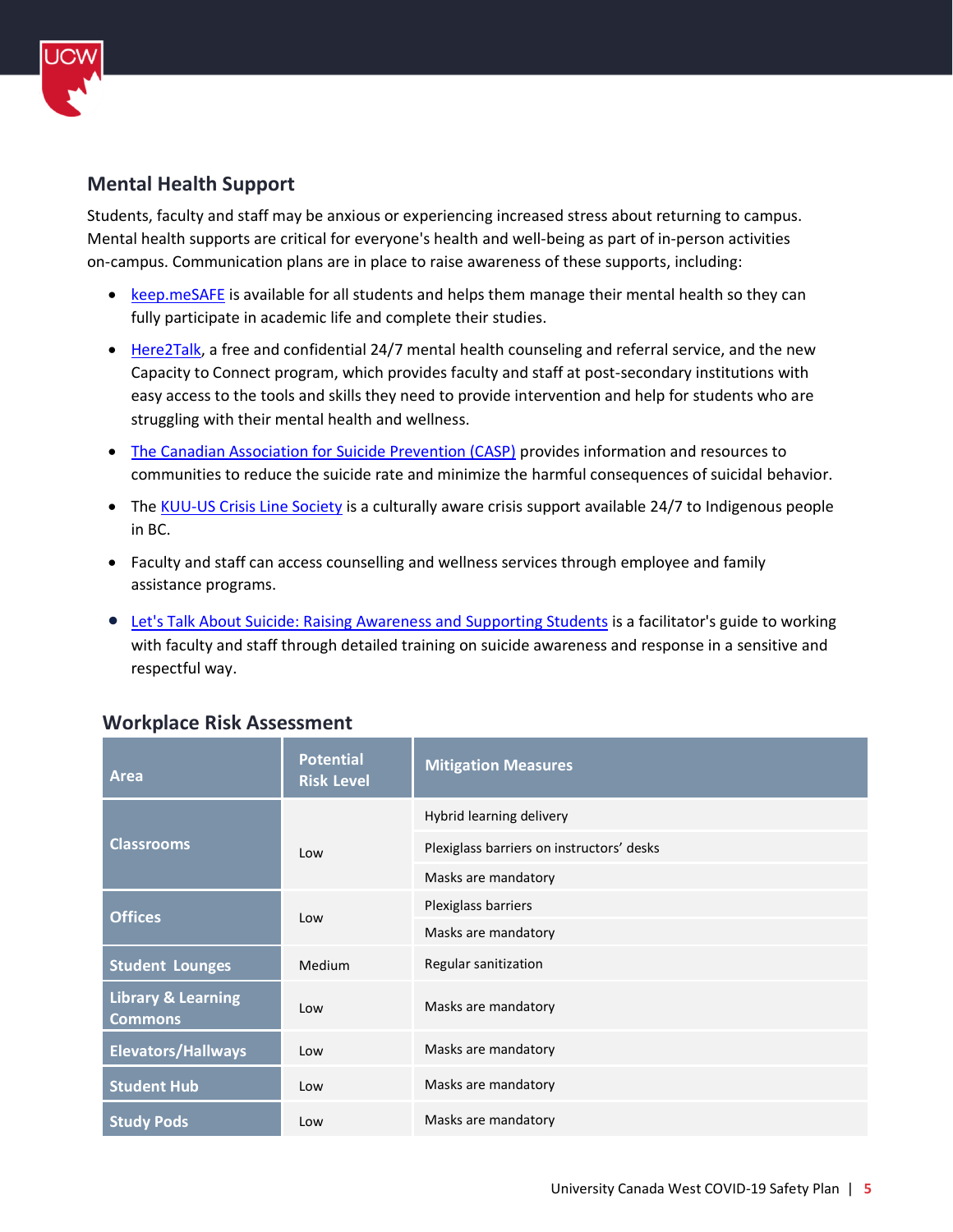## Mental Health Support

Students, faculty and staff may be anxious or experiencing increased stress about returning to campus. Mental health supports are critical for everyone's health and well-being as part of in-person activities on-campus. Communication plans are in place to raise awareness of these supports, including:

- keep.meSAFE is available for all students and helps them manage their mental health so they can fully participate in academic life and complete their studies.
- Here2Talk, a free and confidential 24/7 mental health counseling and referral service, and the new Capacity to Connect program, which provides faculty and staff at post-secondary institutions with easy access to the tools and skills they need to provide intervention and help for students who are struggling with their mental health and wellness.
- The Canadian Association for Suicide Prevention (CASP) provides information and resources to communities to reduce the suicide rate and minimize the harmful consequences of suicidal behavior.
- The KUU-US Crisis Line Society is a culturally aware crisis support available 24/7 to Indigenous people in BC.
- Faculty and staff can access counselling and wellness services through employee and family assistance programs.
- Let's Talk About Suicide: Raising Awareness and Supporting Students is a facilitator's guide to working with faculty and staff through detailed training on suicide awareness and response in a sensitive and respectful way.

## Workplace Risk Assessment

| Area | Potential Risk Level | Mitigation Measures |
|---|---|---|
| Classrooms | Low | Hybrid learning delivery |
| | | Plexiglass barriers on instructors' desks |
| | | Masks are mandatory |
| Offices | Low | Plexiglass barriers |
| | | Masks are mandatory |
| Student Lounges | Medium | Regular sanitization |
| Library & Learning Commons | Low | Masks are mandatory |
| Elevators/Hallways | Low | Masks are mandatory |
| Student Hub | Low | Masks are mandatory |
| Study Pods | Low | Masks are mandatory |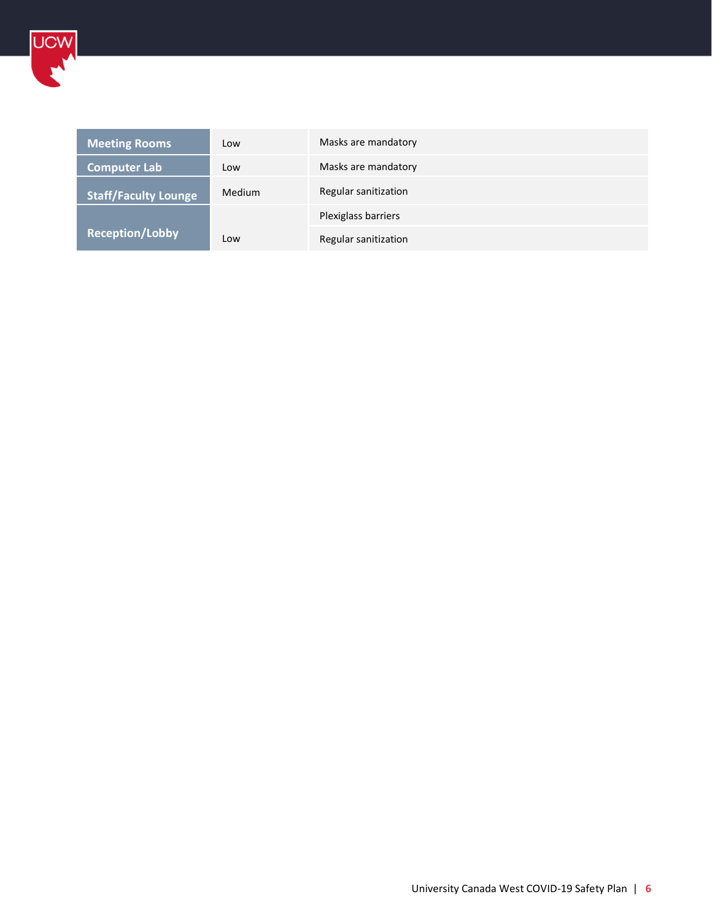| | | |
|---|---|---|
| **Meeting Rooms** | Low | Masks are mandatory |
| **Computer Lab** | Low | Masks are mandatory |
| **Staff/Faculty Lounge** | Medium | Regular sanitization |
| **Reception/Lobby** | Low | Plexiglass barriers |
| | | Regular sanitization |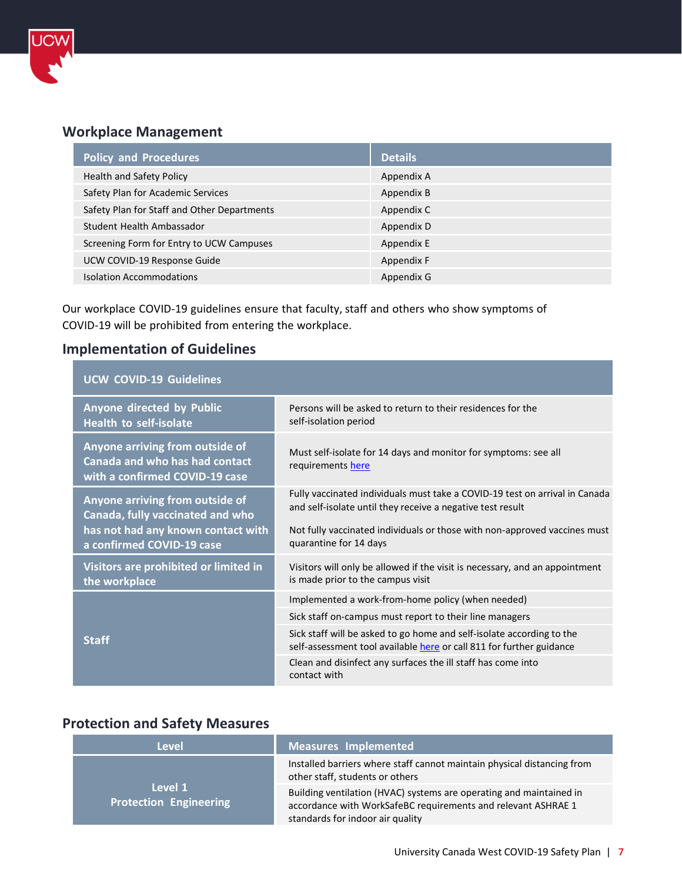## Workplace Management

| Policy and Procedures | Details |
|---|---|
| Health and Safety Policy | Appendix A |
| Safety Plan for Academic Services | Appendix B |
| Safety Plan for Staff and Other Departments | Appendix C |
| Student Health Ambassador | Appendix D |
| Screening Form for Entry to UCW Campuses | Appendix E |
| UCW COVID-19 Response Guide | Appendix F |
| Isolation Accommodations | Appendix G |

Our workplace COVID-19 guidelines ensure that faculty, staff and others who show symptoms of COVID-19 will be prohibited from entering the workplace.

## Implementation of Guidelines

| UCW COVID-19 Guidelines | |
|---|---|
| Anyone directed by Public Health to self-isolate | Persons will be asked to return to their residences for the self-isolation period |
| Anyone arriving from outside of Canada and who has had contact with a confirmed COVID-19 case | Must self-isolate for 14 days and monitor for symptoms: see all requirements here |
| Anyone arriving from outside of Canada, fully vaccinated and who has not had any known contact with a confirmed COVID-19 case | Fully vaccinated individuals must take a COVID-19 test on arrival in Canada and self-isolate until they receive a negative test result<br><br>Not fully vaccinated individuals or those with non-approved vaccines must quarantine for 14 days |
| Visitors are prohibited or limited in the workplace | Visitors will only be allowed if the visit is necessary, and an appointment is made prior to the campus visit |
| Staff | Implemented a work-from-home policy (when needed) |
| | Sick staff on-campus must report to their line managers |
| | Sick staff will be asked to go home and self-isolate according to the self-assessment tool available here or call 811 for further guidance |
| | Clean and disinfect any surfaces the ill staff has come into contact with |

## Protection and Safety Measures

| Level | Measures Implemented |
|---|---|
| Level 1<br>Protection Engineering | Installed barriers where staff cannot maintain physical distancing from other staff, students or others |
| | Building ventilation (HVAC) systems are operating and maintained in accordance with WorkSafeBC requirements and relevant ASHRAE 1 standards for indoor air quality |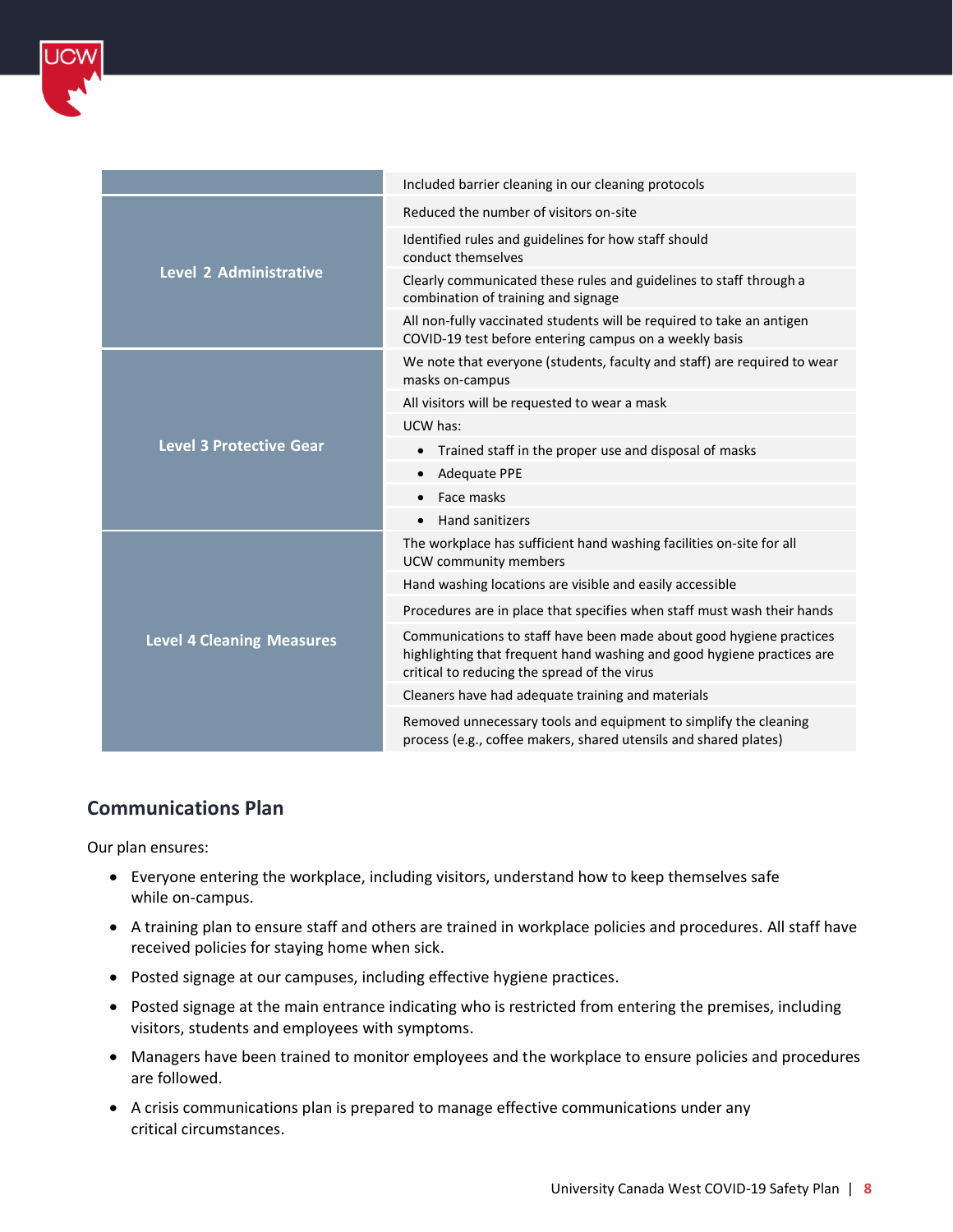| | |
|---|---|
| | Included barrier cleaning in our cleaning protocols |
| Level 2 Administrative | Reduced the number of visitors on-site |
| | Identified rules and guidelines for how staff should conduct themselves |
| | Clearly communicated these rules and guidelines to staff through a combination of training and signage |
| | All non-fully vaccinated students will be required to take an antigen COVID-19 test before entering campus on a weekly basis |
| Level 3 Protective Gear | We note that everyone (students, faculty and staff) are required to wear masks on-campus |
| | All visitors will be requested to wear a mask |
| | UCW has: |
| | • Trained staff in the proper use and disposal of masks |
| | • Adequate PPE |
| | • Face masks |
| | • Hand sanitizers |
| Level 4 Cleaning Measures | The workplace has sufficient hand washing facilities on-site for all UCW community members |
| | Hand washing locations are visible and easily accessible |
| | Procedures are in place that specifies when staff must wash their hands |
| | Communications to staff have been made about good hygiene practices highlighting that frequent hand washing and good hygiene practices are critical to reducing the spread of the virus |
| | Cleaners have had adequate training and materials |
| | Removed unnecessary tools and equipment to simplify the cleaning process (e.g., coffee makers, shared utensils and shared plates) |

## Communications Plan

Our plan ensures:

- Everyone entering the workplace, including visitors, understand how to keep themselves safe while on-campus.
- A training plan to ensure staff and others are trained in workplace policies and procedures. All staff have received policies for staying home when sick.
- Posted signage at our campuses, including effective hygiene practices.
- Posted signage at the main entrance indicating who is restricted from entering the premises, including visitors, students and employees with symptoms.
- Managers have been trained to monitor employees and the workplace to ensure policies and procedures are followed.
- A crisis communications plan is prepared to manage effective communications under any critical circumstances.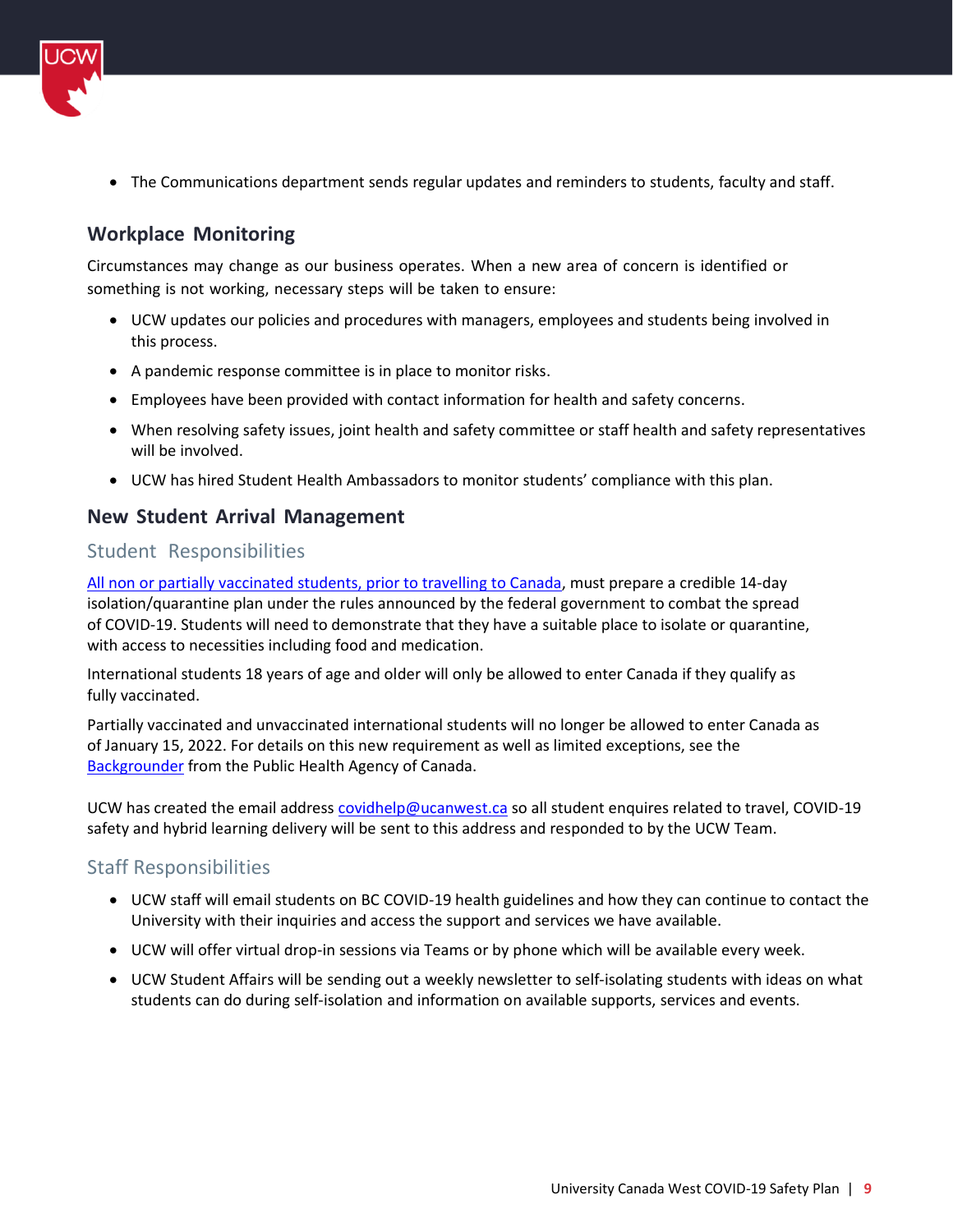- The Communications department sends regular updates and reminders to students, faculty and staff.

## Workplace Monitoring

Circumstances may change as our business operates. When a new area of concern is identified or something is not working, necessary steps will be taken to ensure:

- UCW updates our policies and procedures with managers, employees and students being involved in this process.
- A pandemic response committee is in place to monitor risks.
- Employees have been provided with contact information for health and safety concerns.
- When resolving safety issues, joint health and safety committee or staff health and safety representatives will be involved.
- UCW has hired Student Health Ambassadors to monitor students' compliance with this plan.

## New Student Arrival Management

### Student Responsibilities

[All non or partially vaccinated students, prior to travelling to Canada](), must prepare a credible 14-day isolation/quarantine plan under the rules announced by the federal government to combat the spread of COVID-19. Students will need to demonstrate that they have a suitable place to isolate or quarantine, with access to necessities including food and medication.

International students 18 years of age and older will only be allowed to enter Canada if they qualify as fully vaccinated.

Partially vaccinated and unvaccinated international students will no longer be allowed to enter Canada as of January 15, 2022. For details on this new requirement as well as limited exceptions, see the [Backgrounder]() from the Public Health Agency of Canada.

UCW has created the email address covidhelp@ucanwest.ca so all student enquires related to travel, COVID-19 safety and hybrid learning delivery will be sent to this address and responded to by the UCW Team.

### Staff Responsibilities

- UCW staff will email students on BC COVID-19 health guidelines and how they can continue to contact the University with their inquiries and access the support and services we have available.
- UCW will offer virtual drop-in sessions via Teams or by phone which will be available every week.
- UCW Student Affairs will be sending out a weekly newsletter to self-isolating students with ideas on what students can do during self-isolation and information on available supports, services and events.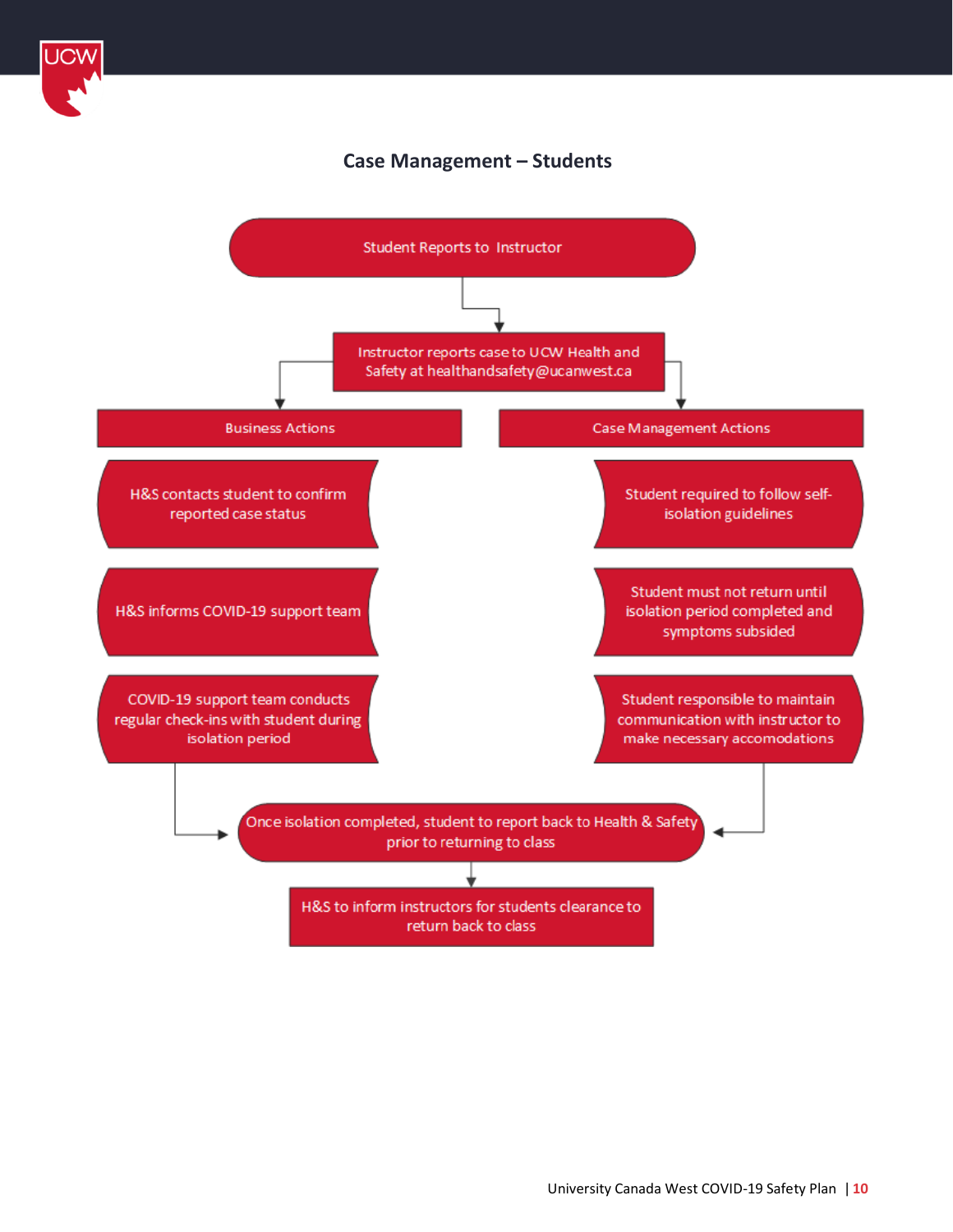## Case Management – Students

Student Reports to Instructor

Instructor reports case to UCW Health and Safety at healthandsafety@ucanwest.ca

**Business Actions**

- H&S contacts student to confirm reported case status
- H&S informs COVID-19 support team
- COVID-19 support team conducts regular check-ins with student during isolation period

**Case Management Actions**

- Student required to follow self-isolation guidelines
- Student must not return until isolation period completed and symptoms subsided
- Student responsible to maintain communication with instructor to make necessary accomodations

Once isolation completed, student to report back to Health & Safety prior to returning to class

H&S to inform instructors for students clearance to return back to class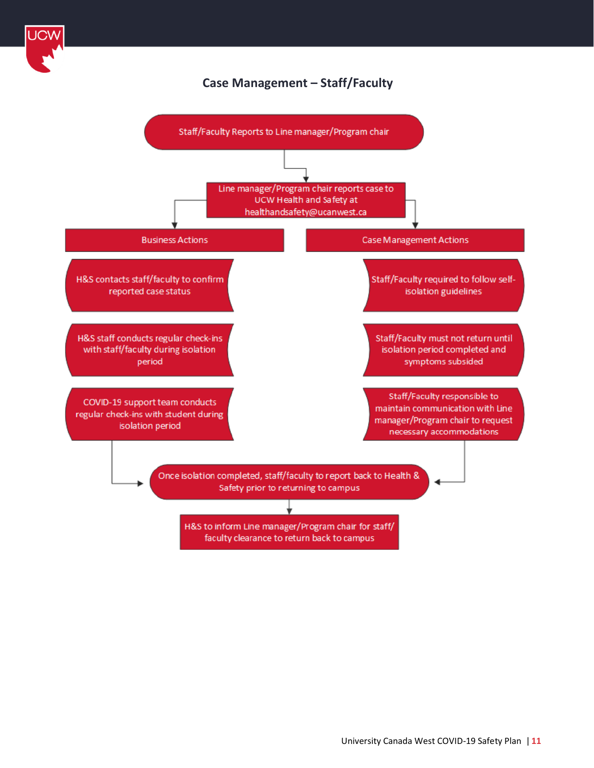## Case Management – Staff/Faculty

Staff/Faculty Reports to Line manager/Program chair

Line manager/Program chair reports case to UCW Health and Safety at healthandsafety@ucanwest.ca

**Business Actions**

- H&S contacts staff/faculty to confirm reported case status
- H&S staff conducts regular check-ins with staff/faculty during isolation period
- COVID-19 support team conducts regular check-ins with student during isolation period

**Case Management Actions**

- Staff/Faculty required to follow self-isolation guidelines
- Staff/Faculty must not return until isolation period completed and symptoms subsided
- Staff/Faculty responsible to maintain communication with Line manager/Program chair to request necessary accommodations

Once isolation completed, staff/faculty to report back to Health & Safety prior to returning to campus

H&S to inform Line manager/Program chair for staff/ faculty clearance to return back to campus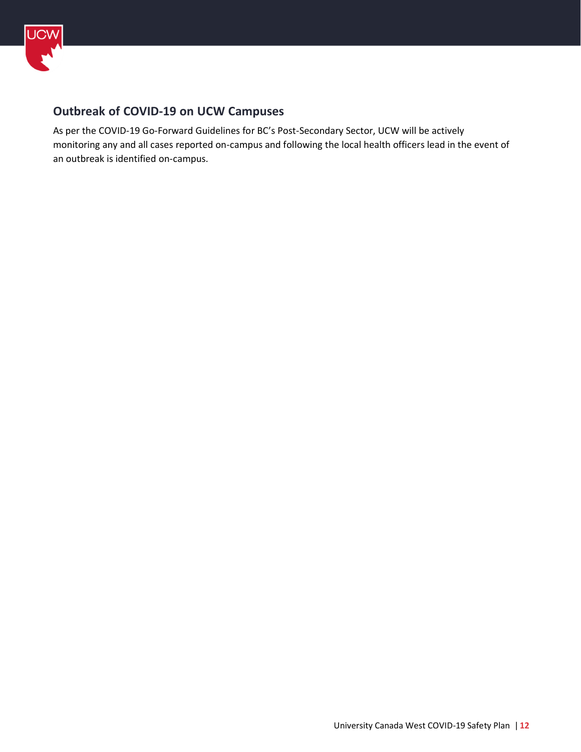## Outbreak of COVID-19 on UCW Campuses

As per the COVID-19 Go-Forward Guidelines for BC's Post-Secondary Sector, UCW will be actively monitoring any and all cases reported on-campus and following the local health officers lead in the event of an outbreak is identified on-campus.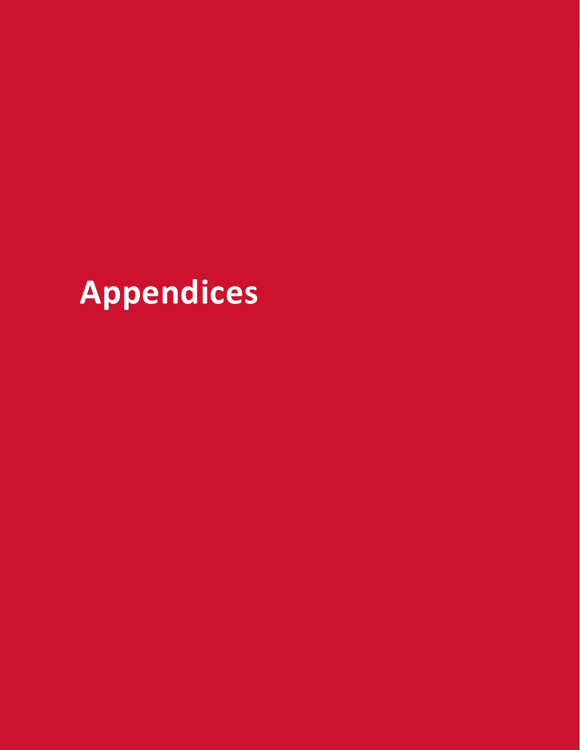# Appendices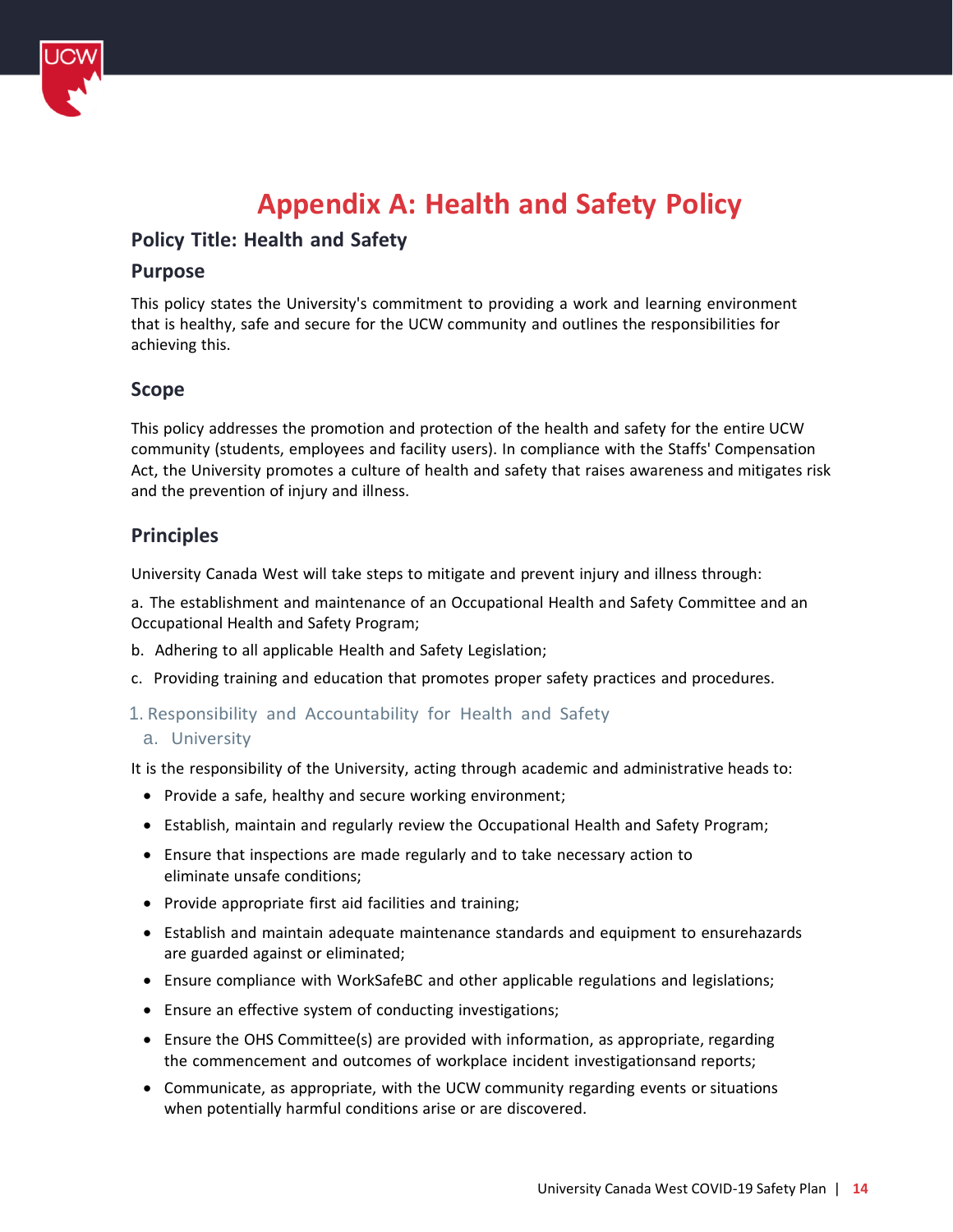# Appendix A: Health and Safety Policy

## Policy Title: Health and Safety

### Purpose

This policy states the University's commitment to providing a work and learning environment that is healthy, safe and secure for the UCW community and outlines the responsibilities for achieving this.

### Scope

This policy addresses the promotion and protection of the health and safety for the entire UCW community (students, employees and facility users). In compliance with the Staffs' Compensation Act, the University promotes a culture of health and safety that raises awareness and mitigates risk and the prevention of injury and illness.

### Principles

University Canada West will take steps to mitigate and prevent injury and illness through:

a. The establishment and maintenance of an Occupational Health and Safety Committee and an Occupational Health and Safety Program;

b. Adhering to all applicable Health and Safety Legislation;

c. Providing training and education that promotes proper safety practices and procedures.

1. Responsibility and Accountability for Health and Safety
   a. University

It is the responsibility of the University, acting through academic and administrative heads to:

- Provide a safe, healthy and secure working environment;
- Establish, maintain and regularly review the Occupational Health and Safety Program;
- Ensure that inspections are made regularly and to take necessary action to eliminate unsafe conditions;
- Provide appropriate first aid facilities and training;
- Establish and maintain adequate maintenance standards and equipment to ensurehazards are guarded against or eliminated;
- Ensure compliance with WorkSafeBC and other applicable regulations and legislations;
- Ensure an effective system of conducting investigations;
- Ensure the OHS Committee(s) are provided with information, as appropriate, regarding the commencement and outcomes of workplace incident investigationsand reports;
- Communicate, as appropriate, with the UCW community regarding events or situations when potentially harmful conditions arise or are discovered.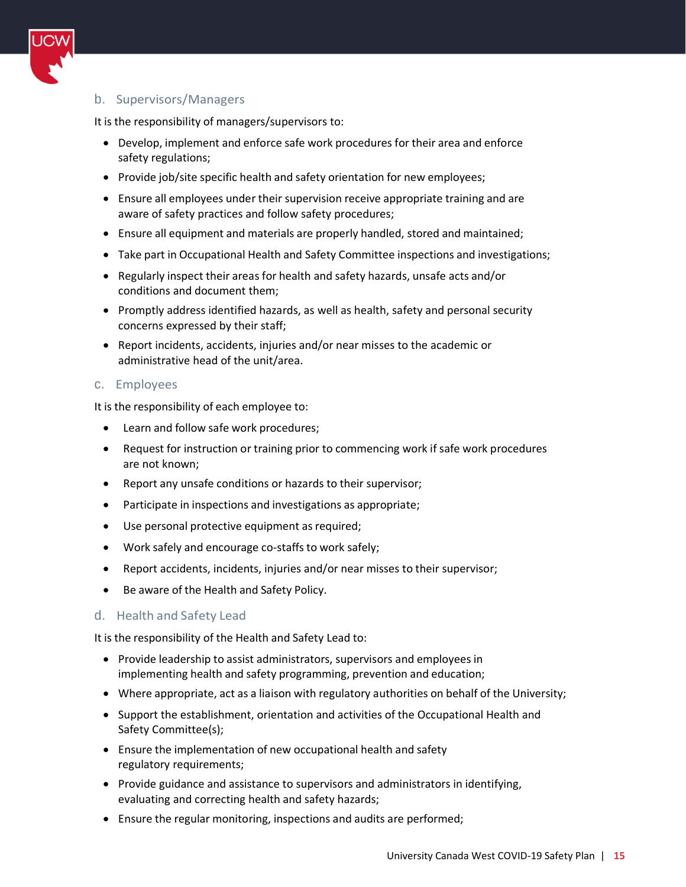### b. Supervisors/Managers

It is the responsibility of managers/supervisors to:

- Develop, implement and enforce safe work procedures for their area and enforce safety regulations;
- Provide job/site specific health and safety orientation for new employees;
- Ensure all employees under their supervision receive appropriate training and are aware of safety practices and follow safety procedures;
- Ensure all equipment and materials are properly handled, stored and maintained;
- Take part in Occupational Health and Safety Committee inspections and investigations;
- Regularly inspect their areas for health and safety hazards, unsafe acts and/or conditions and document them;
- Promptly address identified hazards, as well as health, safety and personal security concerns expressed by their staff;
- Report incidents, accidents, injuries and/or near misses to the academic or administrative head of the unit/area.

### c. Employees

It is the responsibility of each employee to:

- Learn and follow safe work procedures;
- Request for instruction or training prior to commencing work if safe work procedures are not known;
- Report any unsafe conditions or hazards to their supervisor;
- Participate in inspections and investigations as appropriate;
- Use personal protective equipment as required;
- Work safely and encourage co-staffs to work safely;
- Report accidents, incidents, injuries and/or near misses to their supervisor;
- Be aware of the Health and Safety Policy.

### d. Health and Safety Lead

It is the responsibility of the Health and Safety Lead to:

- Provide leadership to assist administrators, supervisors and employees in implementing health and safety programming, prevention and education;
- Where appropriate, act as a liaison with regulatory authorities on behalf of the University;
- Support the establishment, orientation and activities of the Occupational Health and Safety Committee(s);
- Ensure the implementation of new occupational health and safety regulatory requirements;
- Provide guidance and assistance to supervisors and administrators in identifying, evaluating and correcting health and safety hazards;
- Ensure the regular monitoring, inspections and audits are performed;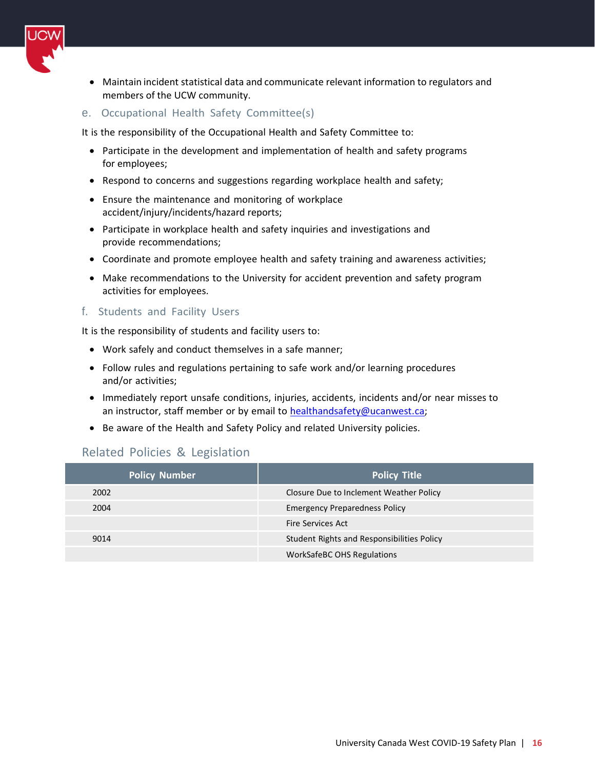- Maintain incident statistical data and communicate relevant information to regulators and members of the UCW community.

### e. Occupational Health Safety Committee(s)

It is the responsibility of the Occupational Health and Safety Committee to:

- Participate in the development and implementation of health and safety programs for employees;
- Respond to concerns and suggestions regarding workplace health and safety;
- Ensure the maintenance and monitoring of workplace accident/injury/incidents/hazard reports;
- Participate in workplace health and safety inquiries and investigations and provide recommendations;
- Coordinate and promote employee health and safety training and awareness activities;
- Make recommendations to the University for accident prevention and safety program activities for employees.

### f. Students and Facility Users

It is the responsibility of students and facility users to:

- Work safely and conduct themselves in a safe manner;
- Follow rules and regulations pertaining to safe work and/or learning procedures and/or activities;
- Immediately report unsafe conditions, injuries, accidents, incidents and/or near misses to an instructor, staff member or by email to healthandsafety@ucanwest.ca;
- Be aware of the Health and Safety Policy and related University policies.

## Related Policies & Legislation

| Policy Number | Policy Title |
| --- | --- |
| 2002 | Closure Due to Inclement Weather Policy |
| 2004 | Emergency Preparedness Policy |
| | Fire Services Act |
| 9014 | Student Rights and Responsibilities Policy |
| | WorkSafeBC OHS Regulations |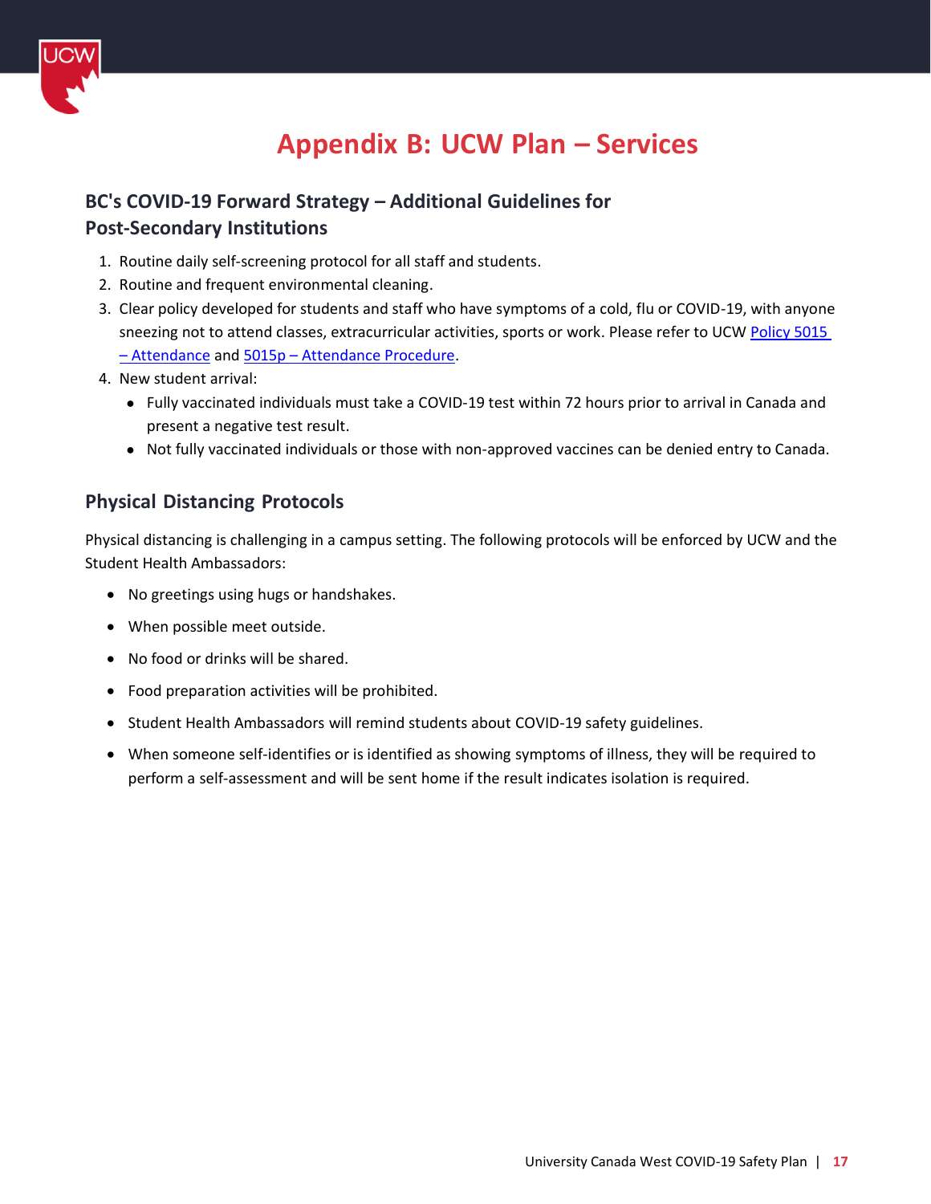# Appendix B: UCW Plan – Services

## BC's COVID-19 Forward Strategy – Additional Guidelines for Post-Secondary Institutions

1. Routine daily self-screening protocol for all staff and students.
2. Routine and frequent environmental cleaning.
3. Clear policy developed for students and staff who have symptoms of a cold, flu or COVID-19, with anyone sneezing not to attend classes, extracurricular activities, sports or work. Please refer to UCW Policy 5015 – Attendance and 5015p – Attendance Procedure.
4. New student arrival:
   - Fully vaccinated individuals must take a COVID-19 test within 72 hours prior to arrival in Canada and present a negative test result.
   - Not fully vaccinated individuals or those with non-approved vaccines can be denied entry to Canada.

## Physical Distancing Protocols

Physical distancing is challenging in a campus setting. The following protocols will be enforced by UCW and the Student Health Ambassadors:

- No greetings using hugs or handshakes.
- When possible meet outside.
- No food or drinks will be shared.
- Food preparation activities will be prohibited.
- Student Health Ambassadors will remind students about COVID-19 safety guidelines.
- When someone self-identifies or is identified as showing symptoms of illness, they will be required to perform a self-assessment and will be sent home if the result indicates isolation is required.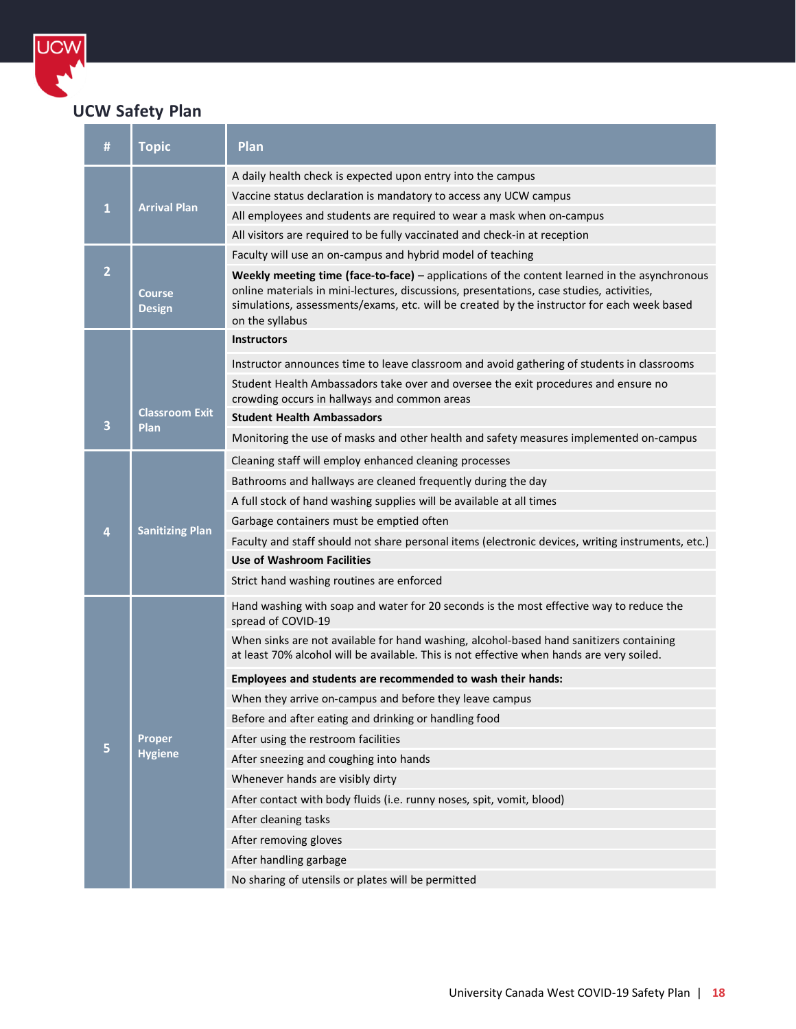## UCW Safety Plan

| # | Topic | Plan |
|---|---|---|
| 1 | Arrival Plan | A daily health check is expected upon entry into the campus |
| | | Vaccine status declaration is mandatory to access any UCW campus |
| | | All employees and students are required to wear a mask when on-campus |
| | | All visitors are required to be fully vaccinated and check-in at reception |
| 2 | Course Design | Faculty will use an on-campus and hybrid model of teaching |
| | | **Weekly meeting time (face-to-face)** – applications of the content learned in the asynchronous online materials in mini-lectures, discussions, presentations, case studies, activities, simulations, assessments/exams, etc. will be created by the instructor for each week based on the syllabus |
| 3 | Classroom Exit Plan | **Instructors** |
| | | Instructor announces time to leave classroom and avoid gathering of students in classrooms |
| | | Student Health Ambassadors take over and oversee the exit procedures and ensure no crowding occurs in hallways and common areas |
| | | **Student Health Ambassadors** |
| | | Monitoring the use of masks and other health and safety measures implemented on-campus |
| 4 | Sanitizing Plan | Cleaning staff will employ enhanced cleaning processes |
| | | Bathrooms and hallways are cleaned frequently during the day |
| | | A full stock of hand washing supplies will be available at all times |
| | | Garbage containers must be emptied often |
| | | Faculty and staff should not share personal items (electronic devices, writing instruments, etc.) |
| | | **Use of Washroom Facilities** |
| | | Strict hand washing routines are enforced |
| 5 | Proper Hygiene | Hand washing with soap and water for 20 seconds is the most effective way to reduce the spread of COVID-19 |
| | | When sinks are not available for hand washing, alcohol-based hand sanitizers containing at least 70% alcohol will be available. This is not effective when hands are very soiled. |
| | | **Employees and students are recommended to wash their hands:** |
| | | When they arrive on-campus and before they leave campus |
| | | Before and after eating and drinking or handling food |
| | | After using the restroom facilities |
| | | After sneezing and coughing into hands |
| | | Whenever hands are visibly dirty |
| | | After contact with body fluids (i.e. runny noses, spit, vomit, blood) |
| | | After cleaning tasks |
| | | After removing gloves |
| | | After handling garbage |
| | | No sharing of utensils or plates will be permitted |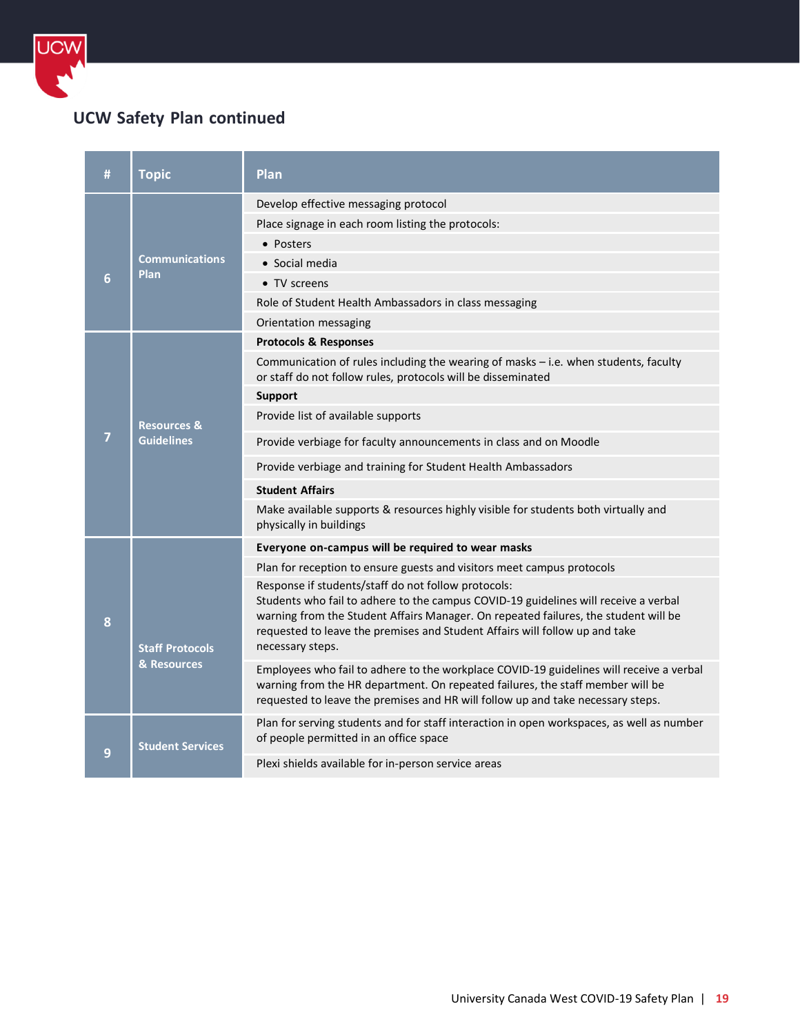## UCW Safety Plan continued

| # | Topic | Plan |
|---|---|---|
| 6 | **Communications Plan** | Develop effective messaging protocol |
| | | Place signage in each room listing the protocols: |
| | | • Posters |
| | | • Social media |
| | | • TV screens |
| | | Role of Student Health Ambassadors in class messaging |
| | | Orientation messaging |
| 7 | **Resources & Guidelines** | **Protocols & Responses** |
| | | Communication of rules including the wearing of masks – i.e. when students, faculty or staff do not follow rules, protocols will be disseminated |
| | | **Support** |
| | | Provide list of available supports |
| | | Provide verbiage for faculty announcements in class and on Moodle |
| | | Provide verbiage and training for Student Health Ambassadors |
| | | **Student Affairs** |
| | | Make available supports & resources highly visible for students both virtually and physically in buildings |
| 8 | **Staff Protocols & Resources** | **Everyone on-campus will be required to wear masks** |
| | | Plan for reception to ensure guests and visitors meet campus protocols |
| | | Response if students/staff do not follow protocols: Students who fail to adhere to the campus COVID-19 guidelines will receive a verbal warning from the Student Affairs Manager. On repeated failures, the student will be requested to leave the premises and Student Affairs will follow up and take necessary steps. |
| | | Employees who fail to adhere to the workplace COVID-19 guidelines will receive a verbal warning from the HR department. On repeated failures, the staff member will be requested to leave the premises and HR will follow up and take necessary steps. |
| 9 | **Student Services** | Plan for serving students and for staff interaction in open workspaces, as well as number of people permitted in an office space |
| | | Plexi shields available for in-person service areas |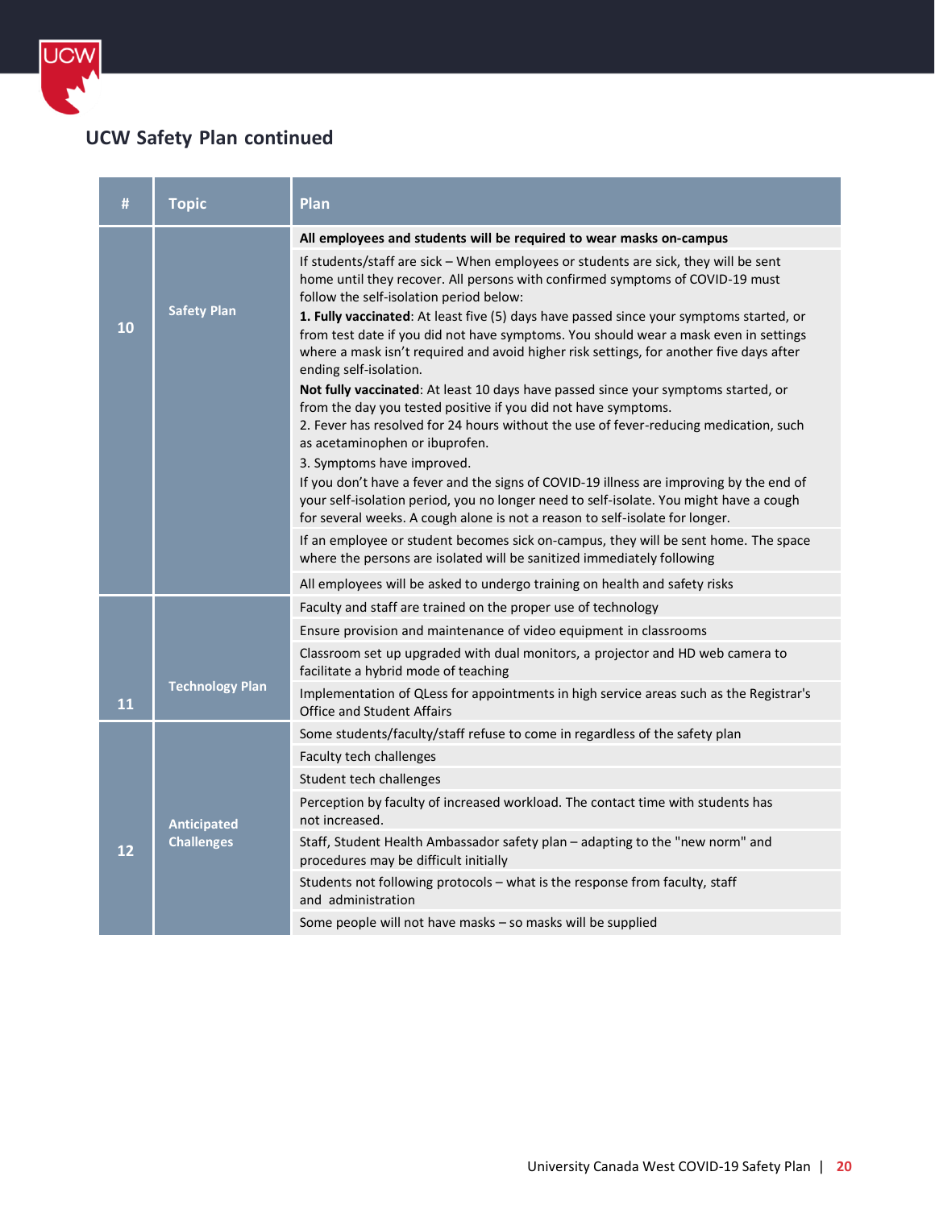## UCW Safety Plan continued

| # | Topic | Plan |
|---|---|---|
| 10 | Safety Plan | **All employees and students will be required to wear masks on-campus** |
| | | If students/staff are sick – When employees or students are sick, they will be sent home until they recover. All persons with confirmed symptoms of COVID-19 must follow the self-isolation period below:<br>**1. Fully vaccinated**: At least five (5) days have passed since your symptoms started, or from test date if you did not have symptoms. You should wear a mask even in settings where a mask isn't required and avoid higher risk settings, for another five days after ending self-isolation.<br>**Not fully vaccinated**: At least 10 days have passed since your symptoms started, or from the day you tested positive if you did not have symptoms.<br>2. Fever has resolved for 24 hours without the use of fever-reducing medication, such as acetaminophen or ibuprofen.<br>3. Symptoms have improved.<br>If you don't have a fever and the signs of COVID-19 illness are improving by the end of your self-isolation period, you no longer need to self-isolate. You might have a cough for several weeks. A cough alone is not a reason to self-isolate for longer. |
| | | If an employee or student becomes sick on-campus, they will be sent home. The space where the persons are isolated will be sanitized immediately following |
| | | All employees will be asked to undergo training on health and safety risks |
| 11 | Technology Plan | Faculty and staff are trained on the proper use of technology |
| | | Ensure provision and maintenance of video equipment in classrooms |
| | | Classroom set up upgraded with dual monitors, a projector and HD web camera to facilitate a hybrid mode of teaching |
| | | Implementation of QLess for appointments in high service areas such as the Registrar's Office and Student Affairs |
| 12 | Anticipated Challenges | Some students/faculty/staff refuse to come in regardless of the safety plan |
| | | Faculty tech challenges |
| | | Student tech challenges |
| | | Perception by faculty of increased workload. The contact time with students has not increased. |
| | | Staff, Student Health Ambassador safety plan – adapting to the "new norm" and procedures may be difficult initially |
| | | Students not following protocols – what is the response from faculty, staff and administration |
| | | Some people will not have masks – so masks will be supplied |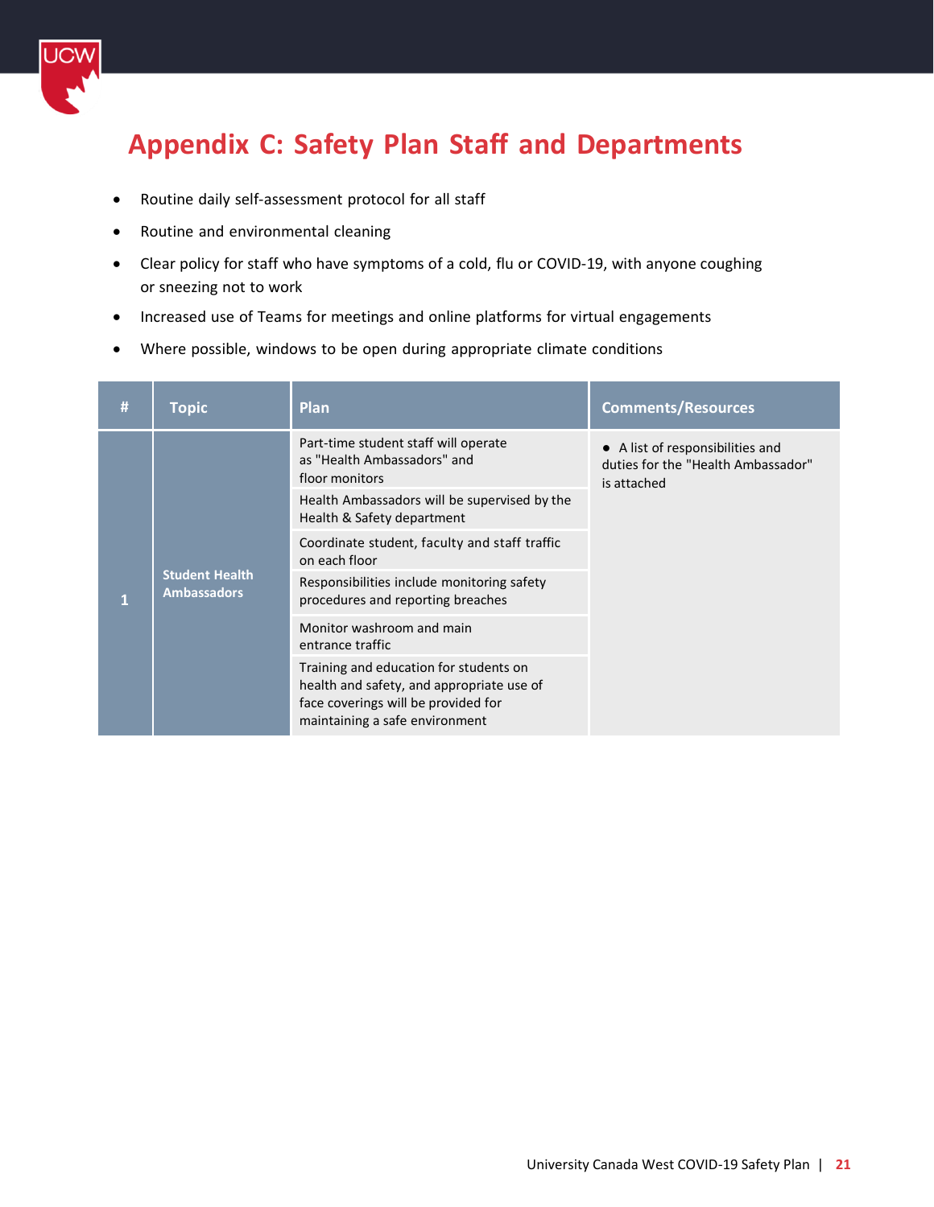# Appendix C: Safety Plan Staff and Departments

- Routine daily self-assessment protocol for all staff
- Routine and environmental cleaning
- Clear policy for staff who have symptoms of a cold, flu or COVID-19, with anyone coughing or sneezing not to work
- Increased use of Teams for meetings and online platforms for virtual engagements
- Where possible, windows to be open during appropriate climate conditions

| # | Topic | Plan | Comments/Resources |
|---|---|---|---|
| 1 | **Student Health Ambassadors** | Part-time student staff will operate as "Health Ambassadors" and floor monitors | • A list of responsibilities and duties for the "Health Ambassador" is attached |
| | | Health Ambassadors will be supervised by the Health & Safety department | |
| | | Coordinate student, faculty and staff traffic on each floor | |
| | | Responsibilities include monitoring safety procedures and reporting breaches | |
| | | Monitor washroom and main entrance traffic | |
| | | Training and education for students on health and safety, and appropriate use of face coverings will be provided for maintaining a safe environment | |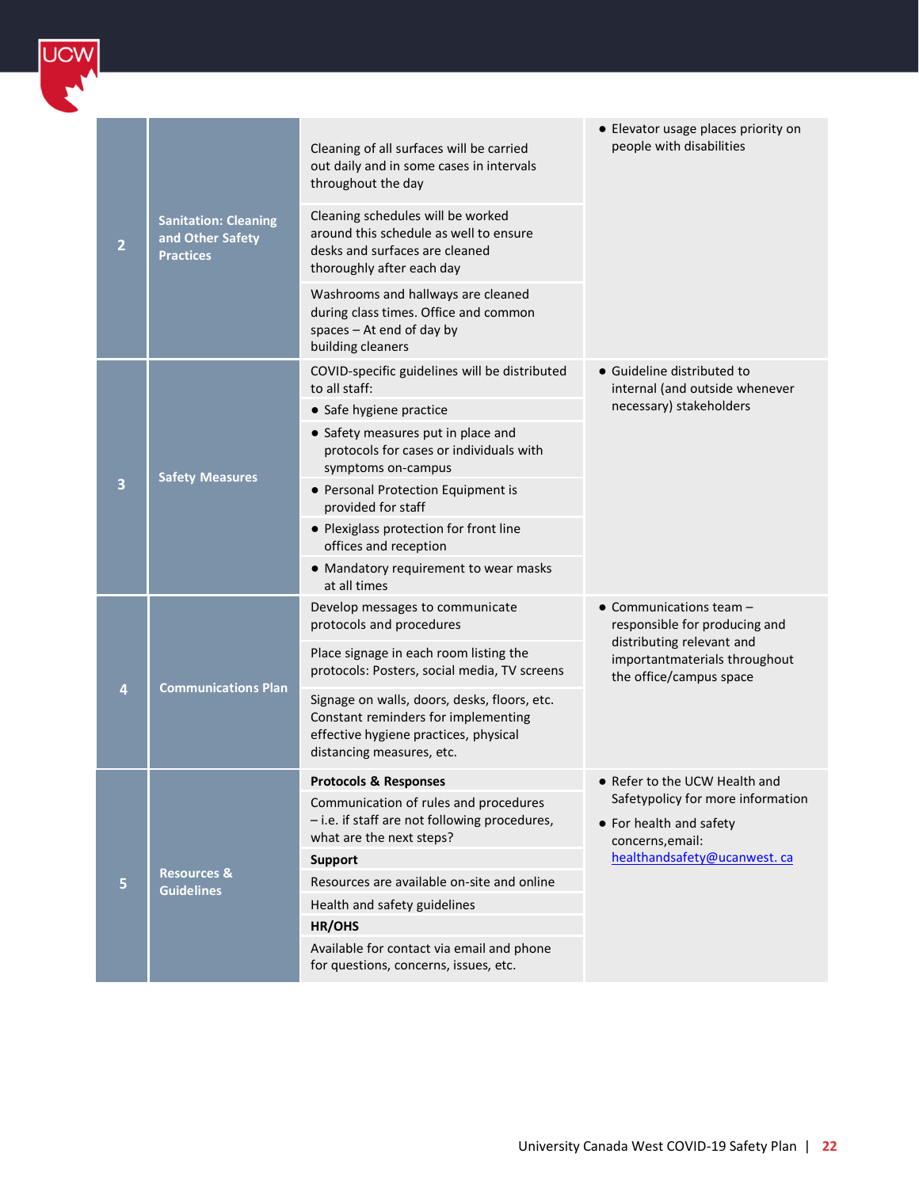| | | | |
|---|---|---|---|
| 2 | Sanitation: Cleaning and Other Safety Practices | Cleaning of all surfaces will be carried out daily and in some cases in intervals throughout the day<br><br>Cleaning schedules will be worked around this schedule as well to ensure desks and surfaces are cleaned thoroughly after each day<br><br>Washrooms and hallways are cleaned during class times. Office and common spaces – At end of day by building cleaners | • Elevator usage places priority on people with disabilities |
| 3 | Safety Measures | COVID-specific guidelines will be distributed to all staff:<br>• Safe hygiene practice<br>• Safety measures put in place and protocols for cases or individuals with symptoms on-campus<br>• Personal Protection Equipment is provided for staff<br>• Plexiglass protection for front line offices and reception<br>• Mandatory requirement to wear masks at all times | • Guideline distributed to internal (and outside whenever necessary) stakeholders |
| 4 | Communications Plan | Develop messages to communicate protocols and procedures<br><br>Place signage in each room listing the protocols: Posters, social media, TV screens<br><br>Signage on walls, doors, desks, floors, etc. Constant reminders for implementing effective hygiene practices, physical distancing measures, etc. | • Communications team – responsible for producing and distributing relevant and importantmaterials throughout the office/campus space |
| 5 | Resources & Guidelines | **Protocols & Responses**<br>Communication of rules and procedures – i.e. if staff are not following procedures, what are the next steps?<br>**Support**<br>Resources are available on-site and online<br>Health and safety guidelines<br>**HR/OHS**<br>Available for contact via email and phone for questions, concerns, issues, etc. | • Refer to the UCW Health and Safetypolicy for more information<br>• For health and safety concerns,email: healthandsafety@ucanwest. ca |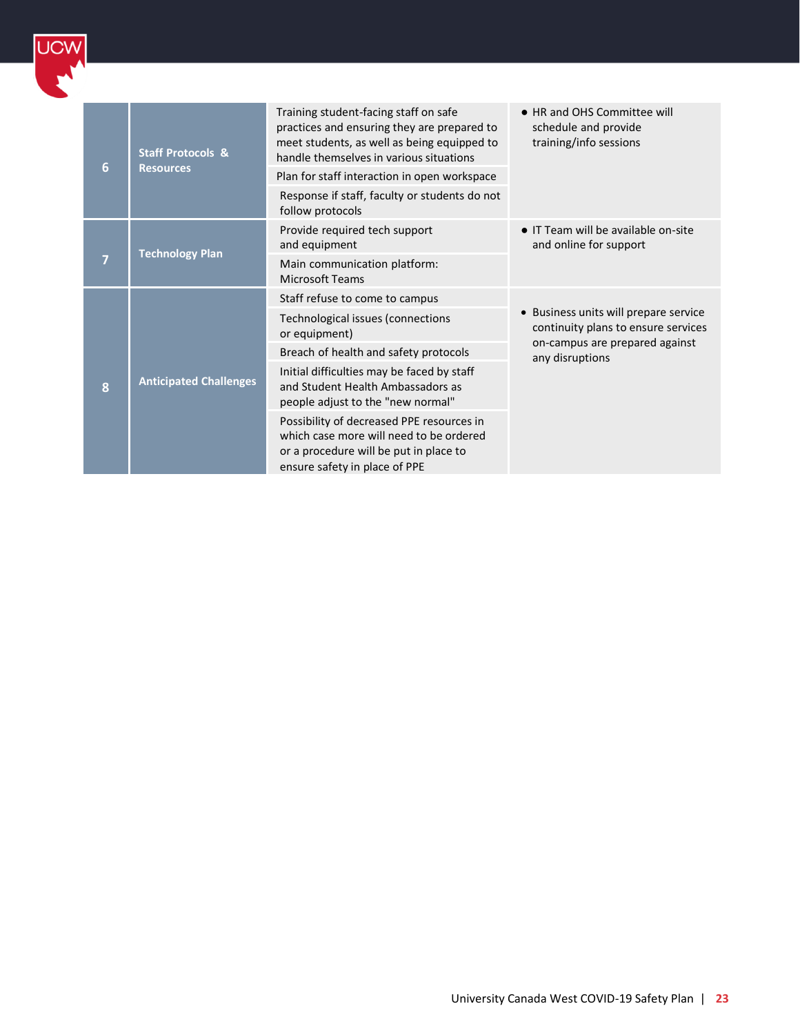| | | | |
|---|---|---|---|
| 6 | **Staff Protocols & Resources** | Training student-facing staff on safe practices and ensuring they are prepared to meet students, as well as being equipped to handle themselves in various situations | • HR and OHS Committee will schedule and provide training/info sessions |
| | | Plan for staff interaction in open workspace | |
| | | Response if staff, faculty or students do not follow protocols | |
| 7 | **Technology Plan** | Provide required tech support and equipment | • IT Team will be available on-site and online for support |
| | | Main communication platform: Microsoft Teams | |
| 8 | **Anticipated Challenges** | Staff refuse to come to campus | • Business units will prepare service continuity plans to ensure services on-campus are prepared against any disruptions |
| | | Technological issues (connections or equipment) | |
| | | Breach of health and safety protocols | |
| | | Initial difficulties may be faced by staff and Student Health Ambassadors as people adjust to the "new normal" | |
| | | Possibility of decreased PPE resources in which case more will need to be ordered or a procedure will be put in place to ensure safety in place of PPE | |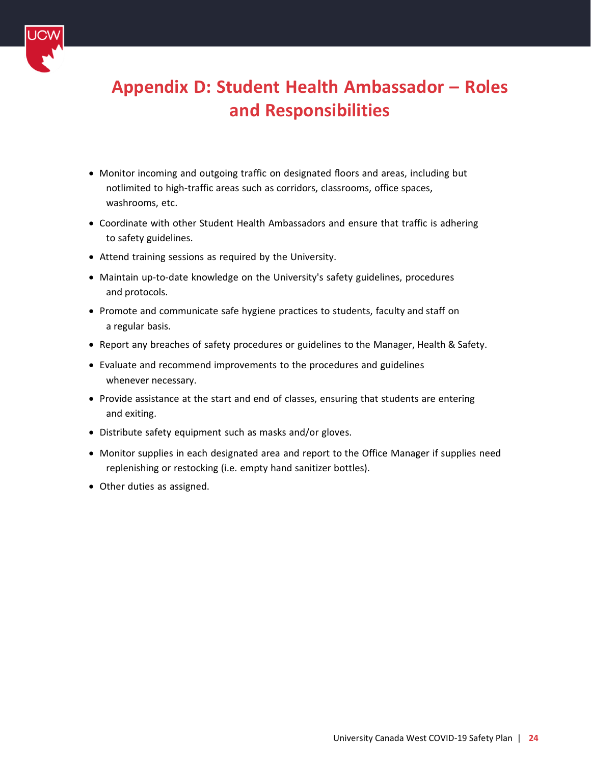# Appendix D: Student Health Ambassador – Roles and Responsibilities

- Monitor incoming and outgoing traffic on designated floors and areas, including but notlimited to high-traffic areas such as corridors, classrooms, office spaces, washrooms, etc.
- Coordinate with other Student Health Ambassadors and ensure that traffic is adhering to safety guidelines.
- Attend training sessions as required by the University.
- Maintain up-to-date knowledge on the University's safety guidelines, procedures and protocols.
- Promote and communicate safe hygiene practices to students, faculty and staff on a regular basis.
- Report any breaches of safety procedures or guidelines to the Manager, Health & Safety.
- Evaluate and recommend improvements to the procedures and guidelines whenever necessary.
- Provide assistance at the start and end of classes, ensuring that students are entering and exiting.
- Distribute safety equipment such as masks and/or gloves.
- Monitor supplies in each designated area and report to the Office Manager if supplies need replenishing or restocking (i.e. empty hand sanitizer bottles).
- Other duties as assigned.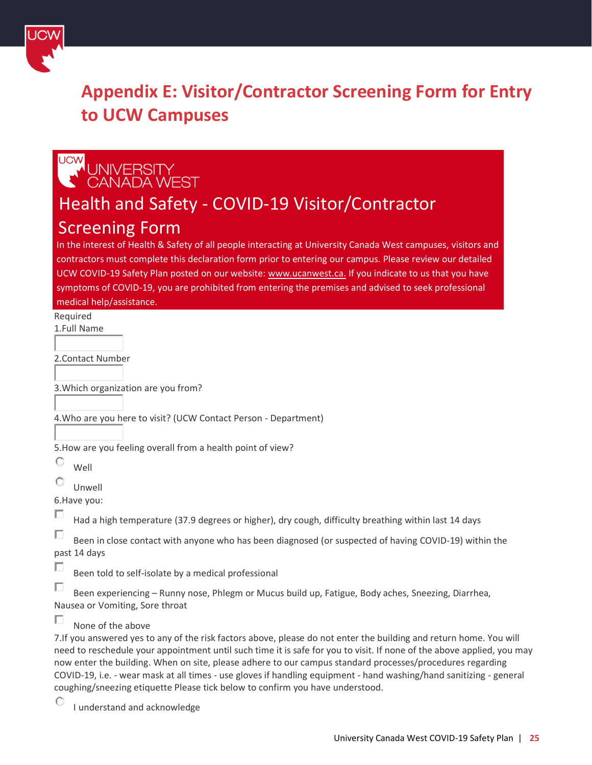# Appendix E: Visitor/Contractor Screening Form for Entry to UCW Campuses

UNIVERSITY CANADA WEST

## Health and Safety - COVID-19 Visitor/Contractor Screening Form

In the interest of Health & Safety of all people interacting at University Canada West campuses, visitors and contractors must complete this declaration form prior to entering our campus. Please review our detailed UCW COVID-19 Safety Plan posted on our website: www.ucanwest.ca. If you indicate to us that you have symptoms of COVID-19, you are prohibited from entering the premises and advised to seek professional medical help/assistance.

Required

1.Full Name

2.Contact Number

3.Which organization are you from?

4.Who are you here to visit? (UCW Contact Person - Department)

5.How are you feeling overall from a health point of view?

- ○ Well
- ○ Unwell

6.Have you:

- ☐ Had a high temperature (37.9 degrees or higher), dry cough, difficulty breathing within last 14 days
- ☐ Been in close contact with anyone who has been diagnosed (or suspected of having COVID-19) within the past 14 days
- ☐ Been told to self-isolate by a medical professional
- ☐ Been experiencing – Runny nose, Phlegm or Mucus build up, Fatigue, Body aches, Sneezing, Diarrhea, Nausea or Vomiting, Sore throat
- ☐ None of the above

7.If you answered yes to any of the risk factors above, please do not enter the building and return home. You will need to reschedule your appointment until such time it is safe for you to visit. If none of the above applied, you may now enter the building. When on site, please adhere to our campus standard processes/procedures regarding COVID-19, i.e. - wear mask at all times - use gloves if handling equipment - hand washing/hand sanitizing - general coughing/sneezing etiquette Please tick below to confirm you have understood.

- ○ I understand and acknowledge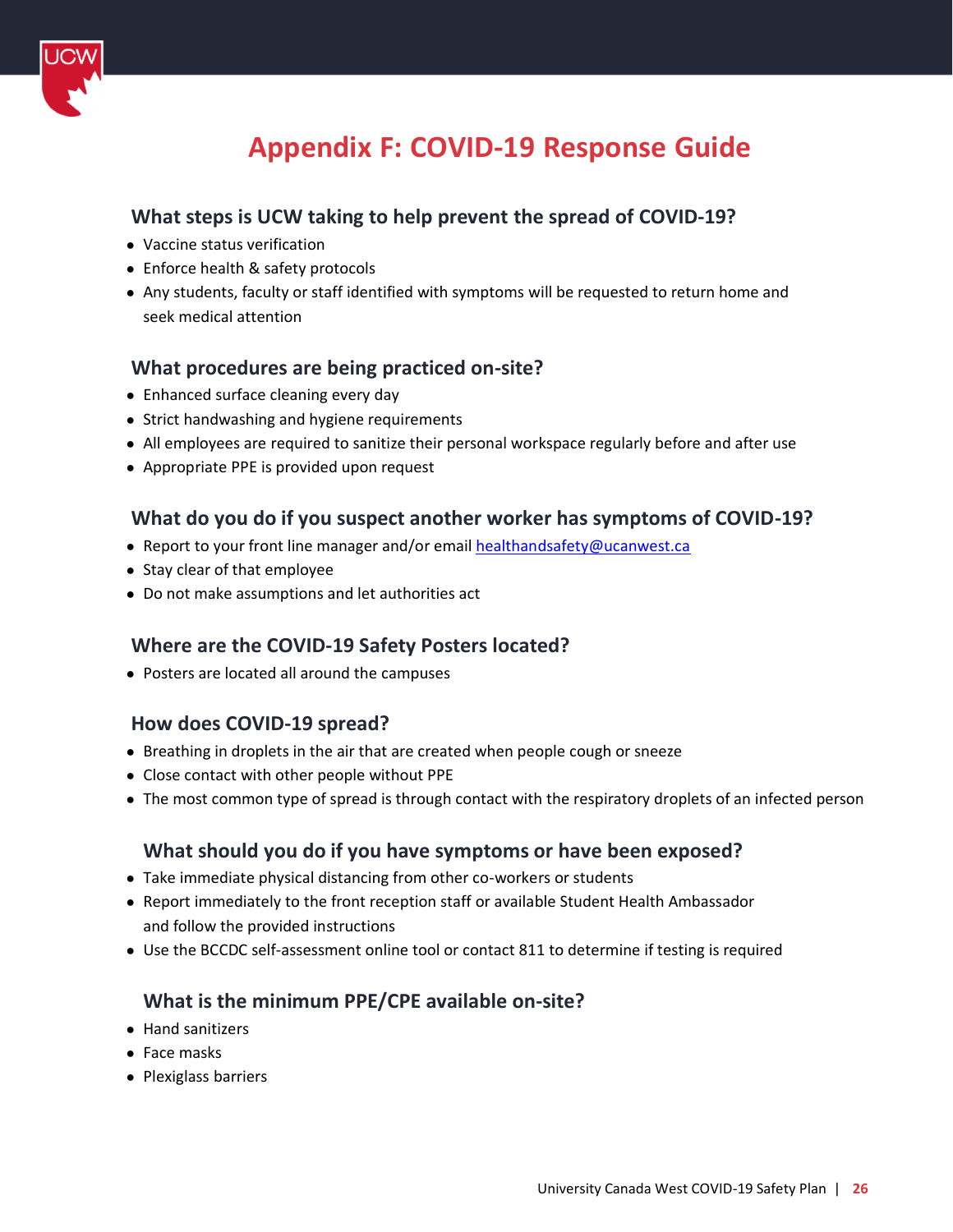# Appendix F: COVID-19 Response Guide

## What steps is UCW taking to help prevent the spread of COVID-19?

- Vaccine status verification
- Enforce health & safety protocols
- Any students, faculty or staff identified with symptoms will be requested to return home and seek medical attention

## What procedures are being practiced on-site?

- Enhanced surface cleaning every day
- Strict handwashing and hygiene requirements
- All employees are required to sanitize their personal workspace regularly before and after use
- Appropriate PPE is provided upon request

## What do you do if you suspect another worker has symptoms of COVID-19?

- Report to your front line manager and/or email healthandsafety@ucanwest.ca
- Stay clear of that employee
- Do not make assumptions and let authorities act

## Where are the COVID-19 Safety Posters located?

- Posters are located all around the campuses

## How does COVID-19 spread?

- Breathing in droplets in the air that are created when people cough or sneeze
- Close contact with other people without PPE
- The most common type of spread is through contact with the respiratory droplets of an infected person

## What should you do if you have symptoms or have been exposed?

- Take immediate physical distancing from other co-workers or students
- Report immediately to the front reception staff or available Student Health Ambassador and follow the provided instructions
- Use the BCCDC self-assessment online tool or contact 811 to determine if testing is required

## What is the minimum PPE/CPE available on-site?

- Hand sanitizers
- Face masks
- Plexiglass barriers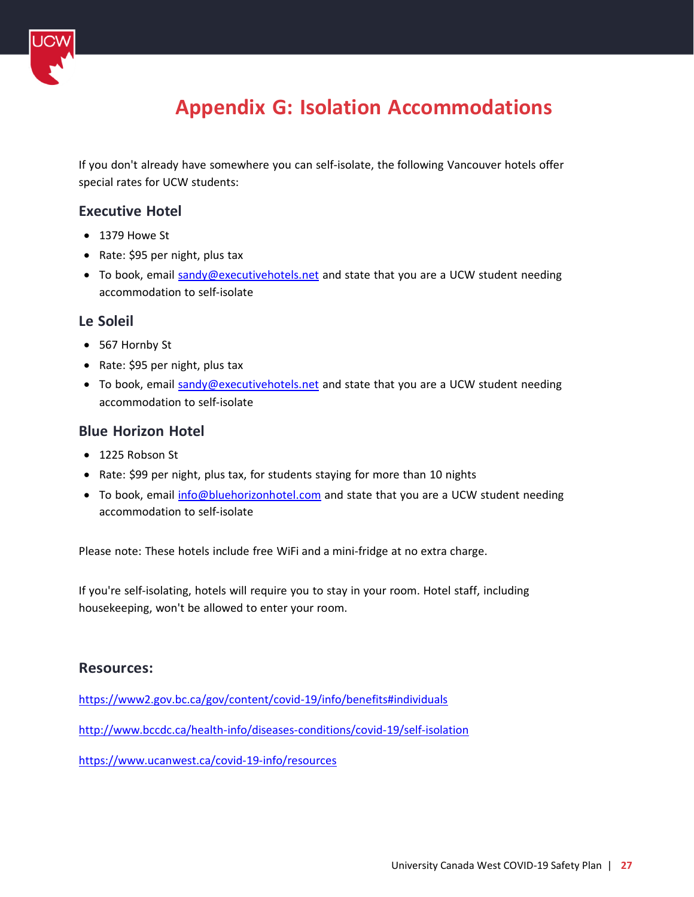# Appendix G: Isolation Accommodations

If you don't already have somewhere you can self-isolate, the following Vancouver hotels offer special rates for UCW students:

## Executive Hotel

- 1379 Howe St
- Rate: $95 per night, plus tax
- To book, email sandy@executivehotels.net and state that you are a UCW student needing accommodation to self-isolate

## Le Soleil

- 567 Hornby St
- Rate: $95 per night, plus tax
- To book, email sandy@executivehotels.net and state that you are a UCW student needing accommodation to self-isolate

## Blue Horizon Hotel

- 1225 Robson St
- Rate: $99 per night, plus tax, for students staying for more than 10 nights
- To book, email info@bluehorizonhotel.com and state that you are a UCW student needing accommodation to self-isolate

Please note: These hotels include free WiFi and a mini-fridge at no extra charge.

If you're self-isolating, hotels will require you to stay in your room. Hotel staff, including housekeeping, won't be allowed to enter your room.

## Resources:

https://www2.gov.bc.ca/gov/content/covid-19/info/benefits#individuals

http://www.bccdc.ca/health-info/diseases-conditions/covid-19/self-isolation

https://www.ucanwest.ca/covid-19-info/resources